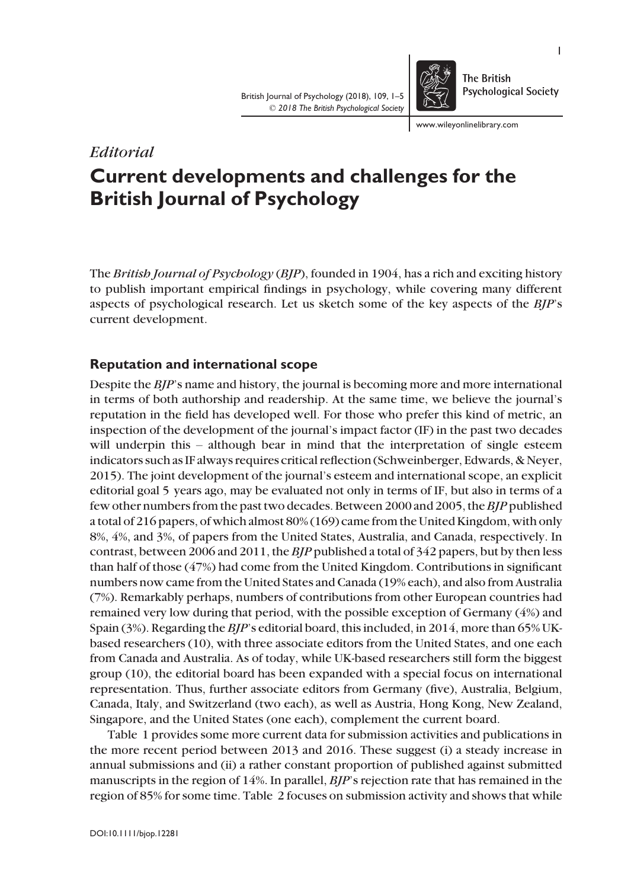*Editorial*

# Current developments and challenges for the British Journal of Psychology

The *British Journal of Psychology* (*BJP*), founded in 1904, has a rich and exciting history to publish important empirical findings in psychology, while covering many different aspects of psychological research. Let us sketch some of the key aspects of the *BJP*'s current development.

## Reputation and international scope

Despite the *BJP*'s name and history, the journal is becoming more and more international in terms of both authorship and readership. At the same time, we believe the journal's reputation in the field has developed well. For those who prefer this kind of metric, an inspection of the development of the journal's impact factor (IF) in the past two decades will underpin this – although bear in mind that the interpretation of single esteem indicators such as IF always requires critical reflection (Schweinberger, Edwards, & Neyer, 2015). The joint development of the journal's esteem and international scope, an explicit editorial goal 5 years ago, may be evaluated not only in terms of IF, but also in terms of a few other numbers from the past two decades. Between 2000 and 2005, the *BJP* published a total of 216 papers, of which almost 80% (169) came from the United Kingdom, with only 8%, 4%, and 3%, of papers from the United States, Australia, and Canada, respectively. In contrast, between 2006 and 2011, the *BJP* published a total of 342 papers, but by then less than half of those (47%) had come from the United Kingdom. Contributions in significant numbers now came from the United States and Canada (19% each), and also from Australia (7%). Remarkably perhaps, numbers of contributions from other European countries had remained very low during that period, with the possible exception of Germany (4%) and Spain (3%). Regarding the *BJP*'s editorial board, this included, in 2014, more than 65% UK-based researchers (10), with three associate editors from the United States, and one each from Canada and Australia. As of today, while UK-based researchers still form the biggest group (10), the editorial board has been expanded with a special focus on international representation. Thus, further associate editors from Germany (five), Australia, Belgium, Canada, Italy, and Switzerland (two each), as well as Austria, Hong Kong, New Zealand, Singapore, and the United States (one each), complement the current board.

Table 1 provides some more current data for submission activities and publications in the more recent period between 2013 and 2016. These suggest (i) a steady increase in annual submissions and (ii) a rather constant proportion of published against submitted manuscripts in the region of 14%. In parallel, *BJP*'s rejection rate that has remained in the region of 85% for some time. Table 2 focuses on submission activity and shows that while

DOI:10.1111/bjop.12281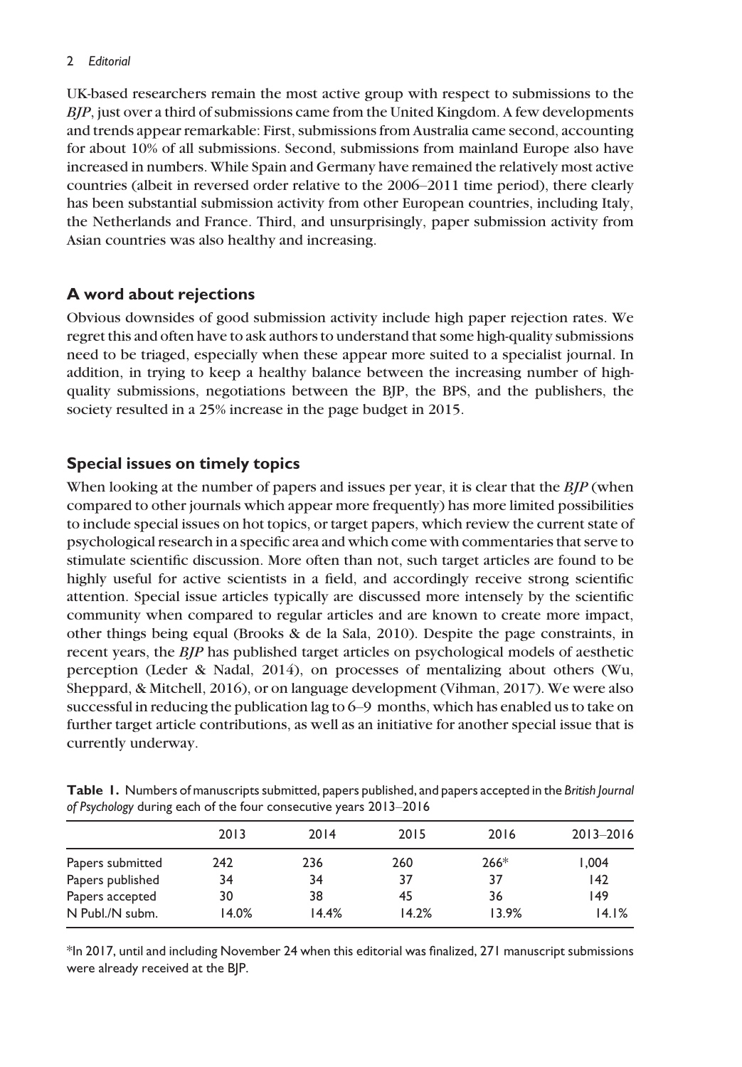UK-based researchers remain the most active group with respect to submissions to the *BJP*, just over a third of submissions came from the United Kingdom. A few developments and trends appear remarkable: First, submissions from Australia came second, accounting for about 10% of all submissions. Second, submissions from mainland Europe also have increased in numbers. While Spain and Germany have remained the relatively most active countries (albeit in reversed order relative to the 2006–2011 time period), there clearly has been substantial submission activity from other European countries, including Italy, the Netherlands and France. Third, and unsurprisingly, paper submission activity from Asian countries was also healthy and increasing.

## A word about rejections

Obvious downsides of good submission activity include high paper rejection rates. We regret this and often have to ask authors to understand that some high-quality submissions need to be triaged, especially when these appear more suited to a specialist journal. In addition, in trying to keep a healthy balance between the increasing number of high-quality submissions, negotiations between the BJP, the BPS, and the publishers, the society resulted in a 25% increase in the page budget in 2015.

## Special issues on timely topics

When looking at the number of papers and issues per year, it is clear that the *BJP* (when compared to other journals which appear more frequently) has more limited possibilities to include special issues on hot topics, or target papers, which review the current state of psychological research in a specific area and which come with commentaries that serve to stimulate scientific discussion. More often than not, such target articles are found to be highly useful for active scientists in a field, and accordingly receive strong scientific attention. Special issue articles typically are discussed more intensely by the scientific community when compared to regular articles and are known to create more impact, other things being equal (Brooks & de la Sala, 2010). Despite the page constraints, in recent years, the *BJP* has published target articles on psychological models of aesthetic perception (Leder & Nadal, 2014), on processes of mentalizing about others (Wu, Sheppard, & Mitchell, 2016), or on language development (Vihman, 2017). We were also successful in reducing the publication lag to 6–9 months, which has enabled us to take on further target article contributions, as well as an initiative for another special issue that is currently underway.

**Table 1.** Numbers of manuscripts submitted, papers published, and papers accepted in the *British Journal of Psychology* during each of the four consecutive years 2013–2016

| | 2013 | 2014 | 2015 | 2016 | 2013–2016 |
|---|---|---|---|---|---|
| Papers submitted | 242 | 236 | 260 | 266* | 1,004 |
| Papers published | 34 | 34 | 37 | 37 | 142 |
| Papers accepted | 30 | 38 | 45 | 36 | 149 |
| N Publ./N subm. | 14.0% | 14.4% | 14.2% | 13.9% | 14.1% |

*In 2017, until and including November 24 when this editorial was finalized, 271 manuscript submissions were already received at the BJP.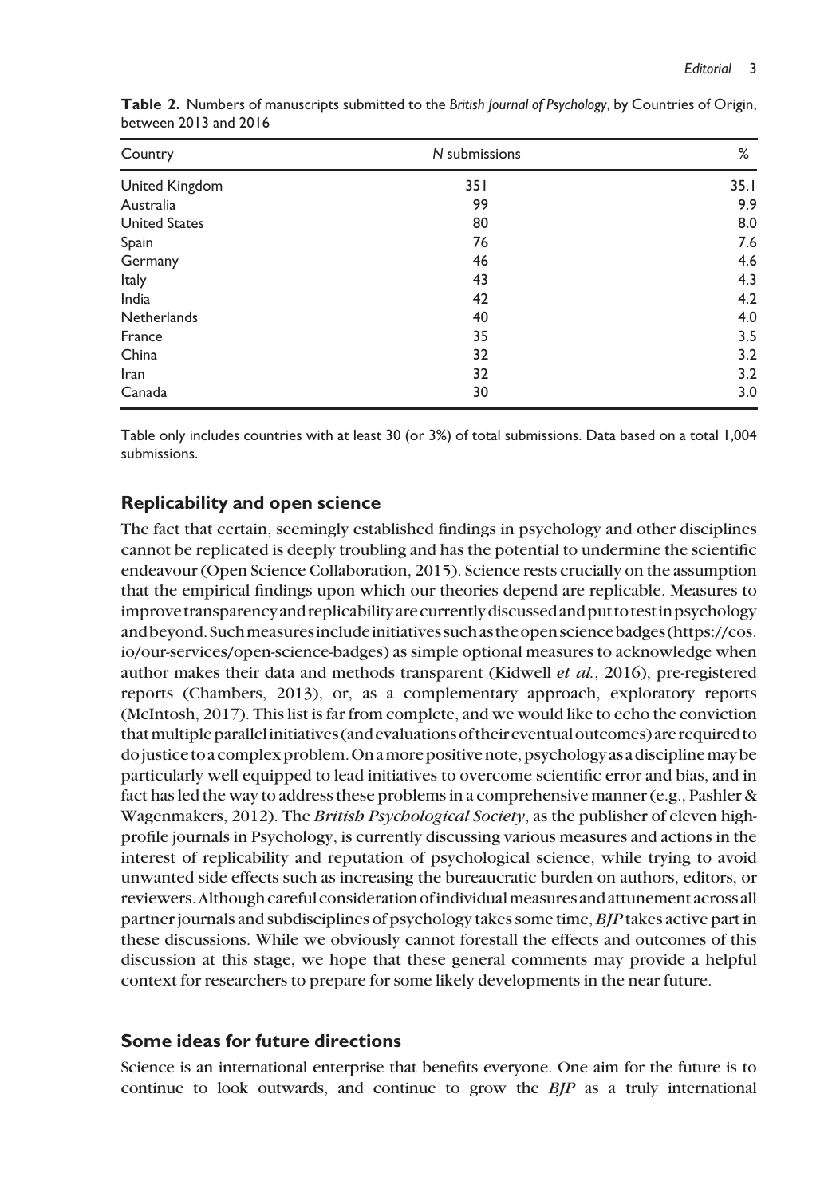**Table 2.** Numbers of manuscripts submitted to the *British Journal of Psychology*, by Countries of Origin, between 2013 and 2016

| Country | *N* submissions | % |
|---|---|---|
| United Kingdom | 351 | 35.1 |
| Australia | 99 | 9.9 |
| United States | 80 | 8.0 |
| Spain | 76 | 7.6 |
| Germany | 46 | 4.6 |
| Italy | 43 | 4.3 |
| India | 42 | 4.2 |
| Netherlands | 40 | 4.0 |
| France | 35 | 3.5 |
| China | 32 | 3.2 |
| Iran | 32 | 3.2 |
| Canada | 30 | 3.0 |

Table only includes countries with at least 30 (or 3%) of total submissions. Data based on a total 1,004 submissions.

## Replicability and open science

The fact that certain, seemingly established findings in psychology and other disciplines cannot be replicated is deeply troubling and has the potential to undermine the scientific endeavour (Open Science Collaboration, 2015). Science rests crucially on the assumption that the empirical findings upon which our theories depend are replicable. Measures to improve transparency and replicability are currently discussed and put to test in psychology and beyond. Such measures include initiatives such as the open science badges (https://cos.io/our-services/open-science-badges) as simple optional measures to acknowledge when author makes their data and methods transparent (Kidwell *et al.*, 2016), pre-registered reports (Chambers, 2013), or, as a complementary approach, exploratory reports (McIntosh, 2017). This list is far from complete, and we would like to echo the conviction that multiple parallel initiatives (and evaluations of their eventual outcomes) are required to do justice to a complex problem. On a more positive note, psychology as a discipline may be particularly well equipped to lead initiatives to overcome scientific error and bias, and in fact has led the way to address these problems in a comprehensive manner (e.g., Pashler & Wagenmakers, 2012). The *British Psychological Society*, as the publisher of eleven high-profile journals in Psychology, is currently discussing various measures and actions in the interest of replicability and reputation of psychological science, while trying to avoid unwanted side effects such as increasing the bureaucratic burden on authors, editors, or reviewers. Although careful consideration of individual measures and attunement across all partner journals and subdisciplines of psychology takes some time, *BJP* takes active part in these discussions. While we obviously cannot forestall the effects and outcomes of this discussion at this stage, we hope that these general comments may provide a helpful context for researchers to prepare for some likely developments in the near future.

## Some ideas for future directions

Science is an international enterprise that benefits everyone. One aim for the future is to continue to look outwards, and continue to grow the *BJP* as a truly international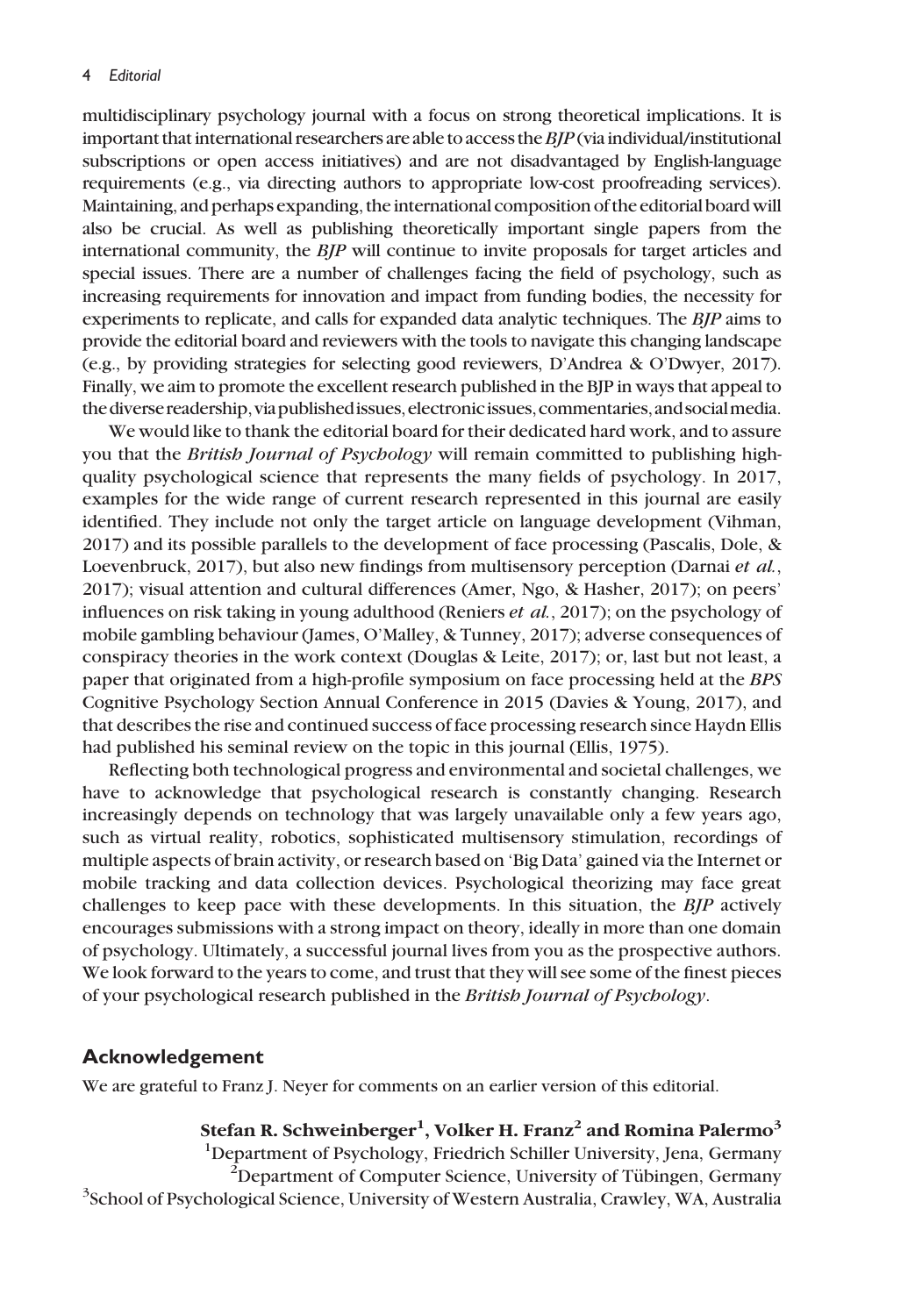multidisciplinary psychology journal with a focus on strong theoretical implications. It is important that international researchers are able to access the *BJP* (via individual/institutional subscriptions or open access initiatives) and are not disadvantaged by English-language requirements (e.g., via directing authors to appropriate low-cost proofreading services). Maintaining, and perhaps expanding, the international composition of the editorial board will also be crucial. As well as publishing theoretically important single papers from the international community, the *BJP* will continue to invite proposals for target articles and special issues. There are a number of challenges facing the field of psychology, such as increasing requirements for innovation and impact from funding bodies, the necessity for experiments to replicate, and calls for expanded data analytic techniques. The *BJP* aims to provide the editorial board and reviewers with the tools to navigate this changing landscape (e.g., by providing strategies for selecting good reviewers, D'Andrea & O'Dwyer, 2017). Finally, we aim to promote the excellent research published in the BJP in ways that appeal to the diverse readership, via published issues, electronic issues, commentaries, and social media.

We would like to thank the editorial board for their dedicated hard work, and to assure you that the *British Journal of Psychology* will remain committed to publishing high-quality psychological science that represents the many fields of psychology. In 2017, examples for the wide range of current research represented in this journal are easily identified. They include not only the target article on language development (Vihman, 2017) and its possible parallels to the development of face processing (Pascalis, Dole, & Loevenbruck, 2017), but also new findings from multisensory perception (Darnai *et al.*, 2017); visual attention and cultural differences (Amer, Ngo, & Hasher, 2017); on peers' influences on risk taking in young adulthood (Reniers *et al.*, 2017); on the psychology of mobile gambling behaviour (James, O'Malley, & Tunney, 2017); adverse consequences of conspiracy theories in the work context (Douglas & Leite, 2017); or, last but not least, a paper that originated from a high-profile symposium on face processing held at the *BPS* Cognitive Psychology Section Annual Conference in 2015 (Davies & Young, 2017), and that describes the rise and continued success of face processing research since Haydn Ellis had published his seminal review on the topic in this journal (Ellis, 1975).

Reflecting both technological progress and environmental and societal challenges, we have to acknowledge that psychological research is constantly changing. Research increasingly depends on technology that was largely unavailable only a few years ago, such as virtual reality, robotics, sophisticated multisensory stimulation, recordings of multiple aspects of brain activity, or research based on 'Big Data' gained via the Internet or mobile tracking and data collection devices. Psychological theorizing may face great challenges to keep pace with these developments. In this situation, the *BJP* actively encourages submissions with a strong impact on theory, ideally in more than one domain of psychology. Ultimately, a successful journal lives from you as the prospective authors. We look forward to the years to come, and trust that they will see some of the finest pieces of your psychological research published in the *British Journal of Psychology*.

## Acknowledgement

We are grateful to Franz J. Neyer for comments on an earlier version of this editorial.

**Stefan R. Schweinberger[1], Volker H. Franz[2] and Romina Palermo[3]**

[1]Department of Psychology, Friedrich Schiller University, Jena, Germany
[2]Department of Computer Science, University of Tübingen, Germany
[3]School of Psychological Science, University of Western Australia, Crawley, WA, Australia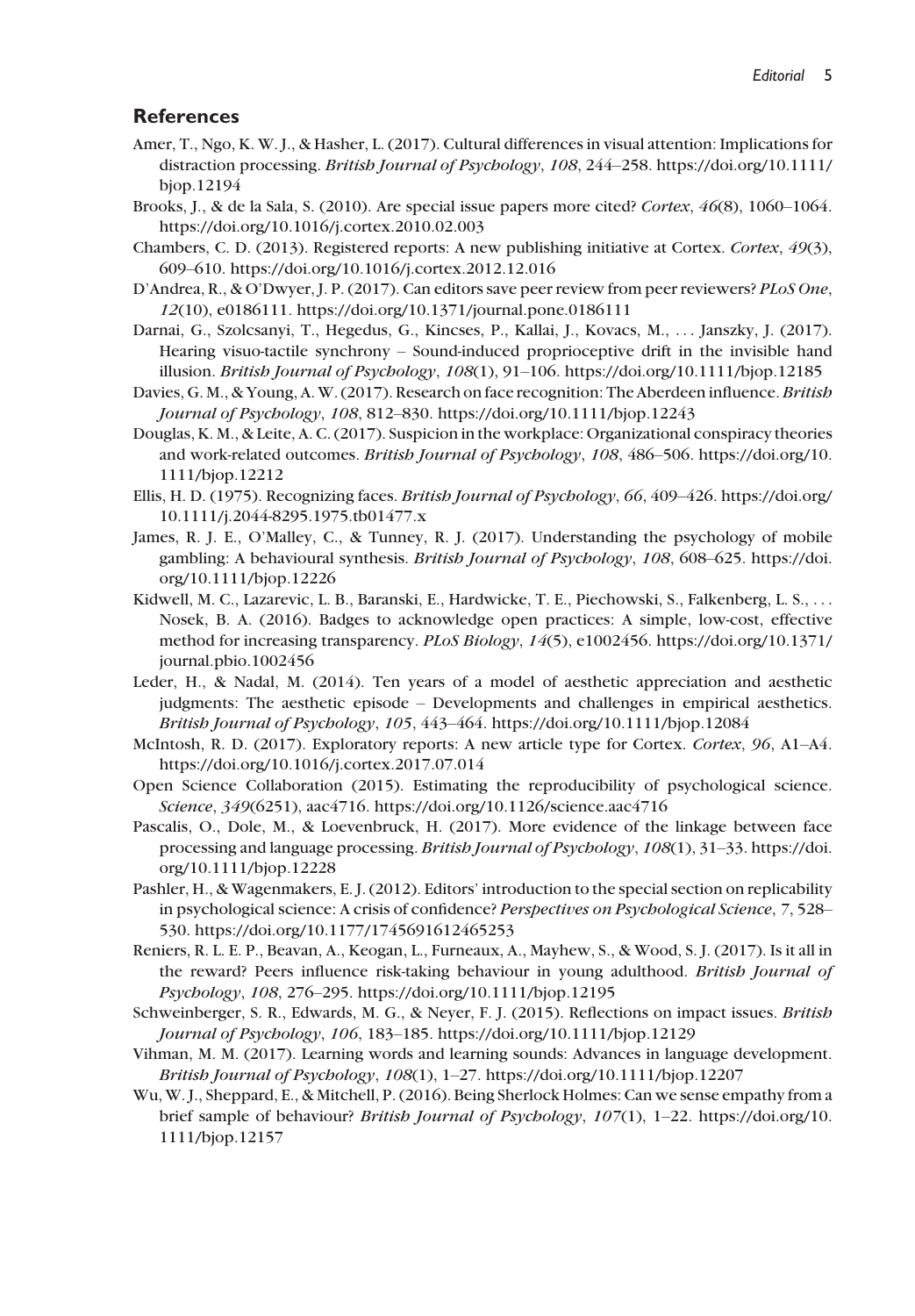## References

Amer, T., Ngo, K. W. J., & Hasher, L. (2017). Cultural differences in visual attention: Implications for distraction processing. *British Journal of Psychology*, *108*, 244–258. https://doi.org/10.1111/bjop.12194

Brooks, J., & de la Sala, S. (2010). Are special issue papers more cited? *Cortex*, *46*(8), 1060–1064. https://doi.org/10.1016/j.cortex.2010.02.003

Chambers, C. D. (2013). Registered reports: A new publishing initiative at Cortex. *Cortex*, *49*(3), 609–610. https://doi.org/10.1016/j.cortex.2012.12.016

D'Andrea, R., & O'Dwyer, J. P. (2017). Can editors save peer review from peer reviewers? *PLoS One*, *12*(10), e0186111. https://doi.org/10.1371/journal.pone.0186111

Darnai, G., Szolcsanyi, T., Hegedus, G., Kincses, P., Kallai, J., Kovacs, M., ... Janszky, J. (2017). Hearing visuo-tactile synchrony – Sound-induced proprioceptive drift in the invisible hand illusion. *British Journal of Psychology*, *108*(1), 91–106. https://doi.org/10.1111/bjop.12185

Davies, G. M., & Young, A. W. (2017). Research on face recognition: The Aberdeen influence. *British Journal of Psychology*, *108*, 812–830. https://doi.org/10.1111/bjop.12243

Douglas, K. M., & Leite, A. C. (2017). Suspicion in the workplace: Organizational conspiracy theories and work-related outcomes. *British Journal of Psychology*, *108*, 486–506. https://doi.org/10.1111/bjop.12212

Ellis, H. D. (1975). Recognizing faces. *British Journal of Psychology*, *66*, 409–426. https://doi.org/10.1111/j.2044-8295.1975.tb01477.x

James, R. J. E., O'Malley, C., & Tunney, R. J. (2017). Understanding the psychology of mobile gambling: A behavioural synthesis. *British Journal of Psychology*, *108*, 608–625. https://doi.org/10.1111/bjop.12226

Kidwell, M. C., Lazarevic, L. B., Baranski, E., Hardwicke, T. E., Piechowski, S., Falkenberg, L. S., ... Nosek, B. A. (2016). Badges to acknowledge open practices: A simple, low-cost, effective method for increasing transparency. *PLoS Biology*, *14*(5), e1002456. https://doi.org/10.1371/journal.pbio.1002456

Leder, H., & Nadal, M. (2014). Ten years of a model of aesthetic appreciation and aesthetic judgments: The aesthetic episode – Developments and challenges in empirical aesthetics. *British Journal of Psychology*, *105*, 443–464. https://doi.org/10.1111/bjop.12084

McIntosh, R. D. (2017). Exploratory reports: A new article type for Cortex. *Cortex*, *96*, A1–A4. https://doi.org/10.1016/j.cortex.2017.07.014

Open Science Collaboration (2015). Estimating the reproducibility of psychological science. *Science*, *349*(6251), aac4716. https://doi.org/10.1126/science.aac4716

Pascalis, O., Dole, M., & Loevenbruck, H. (2017). More evidence of the linkage between face processing and language processing. *British Journal of Psychology*, *108*(1), 31–33. https://doi.org/10.1111/bjop.12228

Pashler, H., & Wagenmakers, E. J. (2012). Editors' introduction to the special section on replicability in psychological science: A crisis of confidence? *Perspectives on Psychological Science*, *7*, 528–530. https://doi.org/10.1177/1745691612465253

Reniers, R. L. E. P., Beavan, A., Keogan, L., Furneaux, A., Mayhew, S., & Wood, S. J. (2017). Is it all in the reward? Peers influence risk-taking behaviour in young adulthood. *British Journal of Psychology*, *108*, 276–295. https://doi.org/10.1111/bjop.12195

Schweinberger, S. R., Edwards, M. G., & Neyer, F. J. (2015). Reflections on impact issues. *British Journal of Psychology*, *106*, 183–185. https://doi.org/10.1111/bjop.12129

Vihman, M. M. (2017). Learning words and learning sounds: Advances in language development. *British Journal of Psychology*, *108*(1), 1–27. https://doi.org/10.1111/bjop.12207

Wu, W. J., Sheppard, E., & Mitchell, P. (2016). Being Sherlock Holmes: Can we sense empathy from a brief sample of behaviour? *British Journal of Psychology*, *107*(1), 1–22. https://doi.org/10.1111/bjop.12157